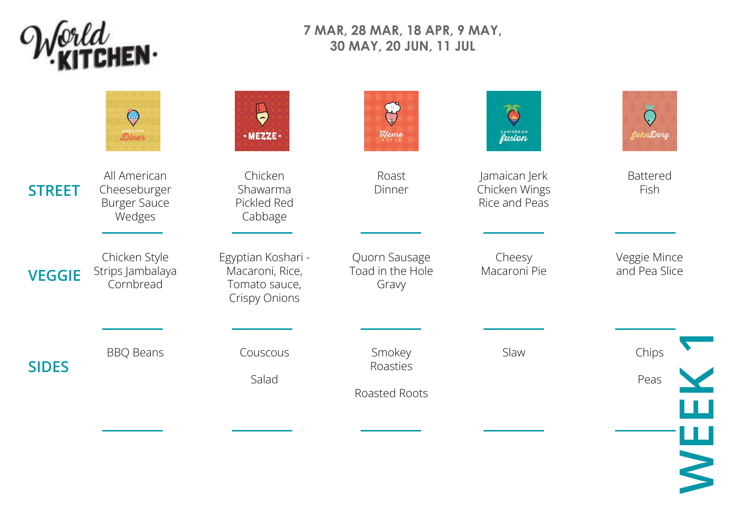# World Kitchen

**7 MAR, 28 MAR, 18 APR, 9 MAY, 30 MAY, 20 JUN, 11 JUL**

## WEEK 1

| | American Diner | Mezze | Home Style | Caribbean Fusion | John Dory |
|---|---|---|---|---|---|
| **STREET** | All American Cheeseburger Burger Sauce Wedges | Chicken Shawarma Pickled Red Cabbage | Roast Dinner | Jamaican Jerk Chicken Wings Rice and Peas | Battered Fish |
| **VEGGIE** | Chicken Style Strips Jambalaya Cornbread | Egyptian Koshari - Macaroni, Rice, Tomato sauce, Crispy Onions | Quorn Sausage Toad in the Hole Gravy | Cheesy Macaroni Pie | Veggie Mince and Pea Slice |
| **SIDES** | BBQ Beans | Couscous<br><br>Salad | Smokey Roasties<br><br>Roasted Roots | Slaw | Chips<br><br>Peas |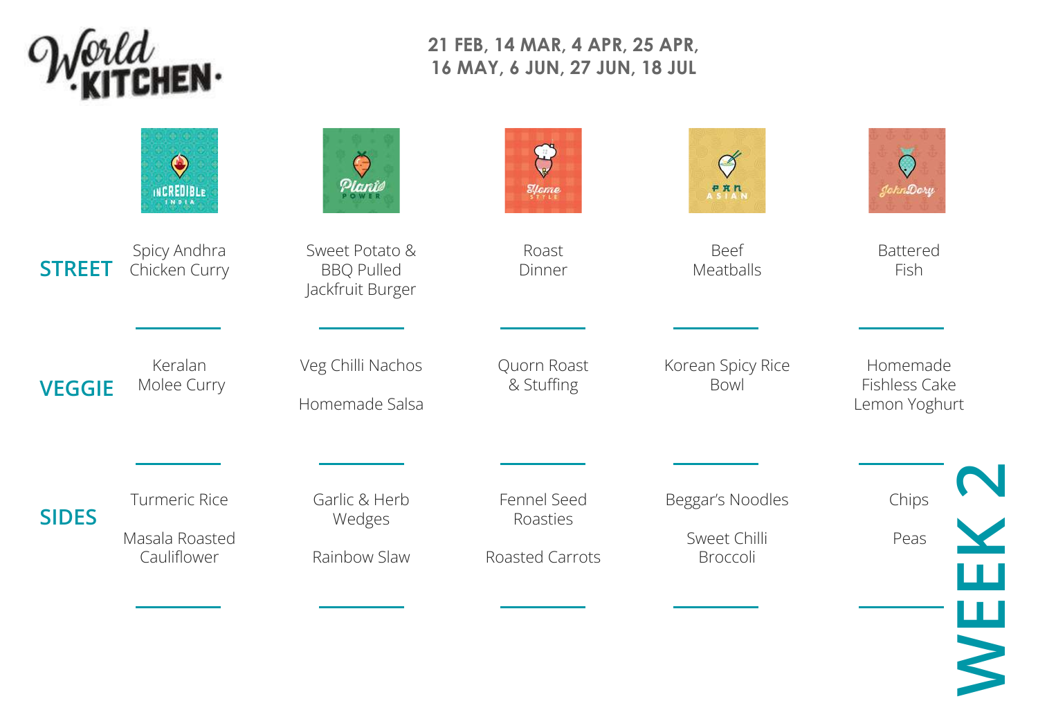# World Kitchen

**21 FEB, 14 MAR, 4 APR, 25 APR, 16 MAY, 6 JUN, 27 JUN, 18 JUL**

## WEEK 2

| | Incredible India | Plant Power | Home Style | Pan Asian | John Dory |
|---|---|---|---|---|---|
| **STREET** | Spicy Andhra Chicken Curry | Sweet Potato & BBQ Pulled Jackfruit Burger | Roast Dinner | Beef Meatballs | Battered Fish |
| **VEGGIE** | Keralan Molee Curry | Veg Chilli Nachos<br>Homemade Salsa | Quorn Roast & Stuffing | Korean Spicy Rice Bowl | Homemade Fishless Cake Lemon Yoghurt |
| **SIDES** | Turmeric Rice<br>Masala Roasted Cauliflower | Garlic & Herb Wedges<br>Rainbow Slaw | Fennel Seed Roasties<br>Roasted Carrots | Beggar's Noodles<br>Sweet Chilli Broccoli | Chips<br>Peas |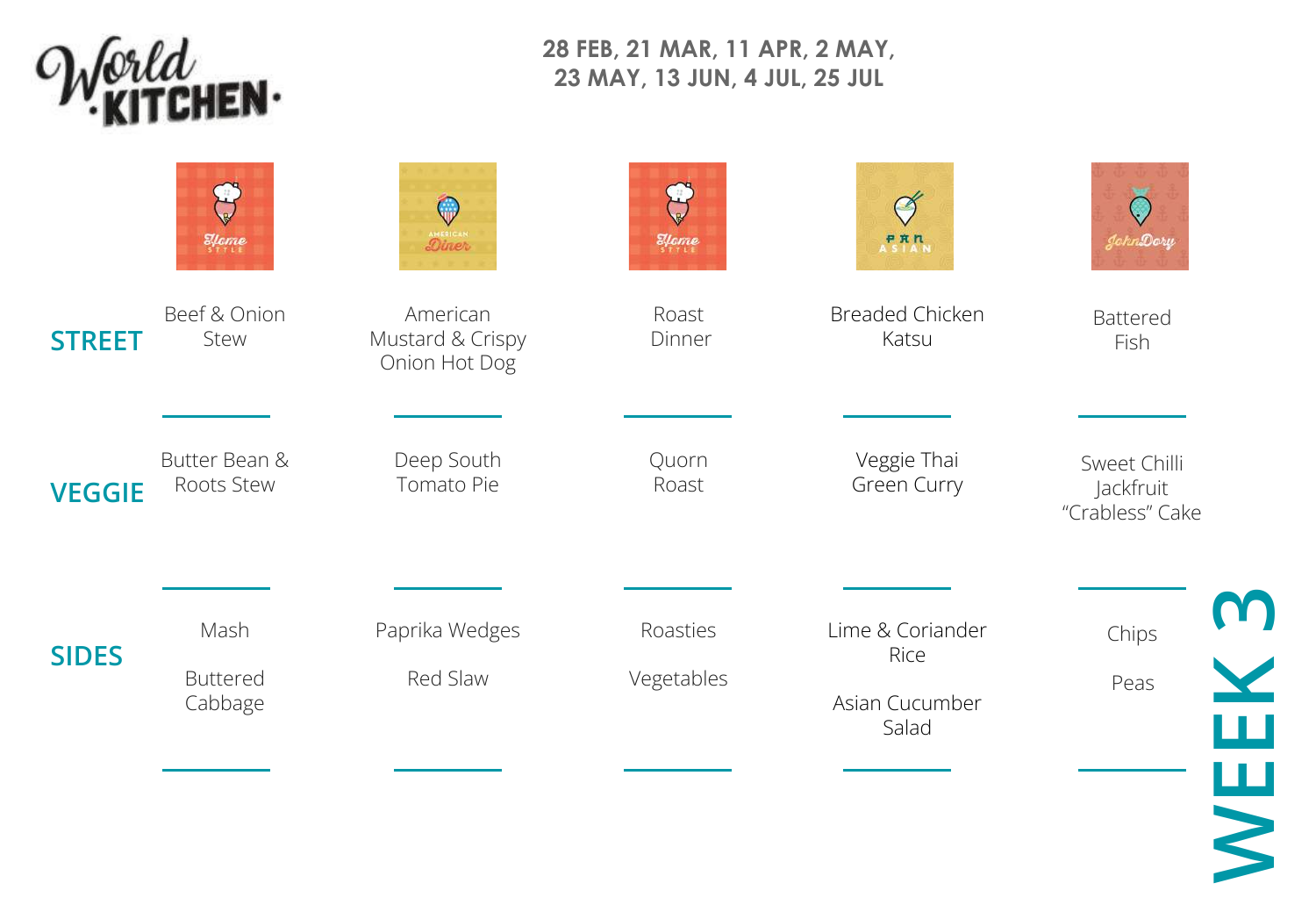# World Kitchen

**28 FEB, 21 MAR, 11 APR, 2 MAY, 23 MAY, 13 JUN, 4 JUL, 25 JUL**

## WEEK 3

| | Home Style | American Diner | Home Style | Pan Asian | JohnDory |
|---|---|---|---|---|---|
| **STREET** | Beef & Onion Stew | American Mustard & Crispy Onion Hot Dog | Roast Dinner | Breaded Chicken Katsu | Battered Fish |
| **VEGGIE** | Butter Bean & Roots Stew | Deep South Tomato Pie | Quorn Roast | Veggie Thai Green Curry | Sweet Chilli Jackfruit "Crabless" Cake |
| **SIDES** | Mash<br><br>Buttered Cabbage | Paprika Wedges<br><br>Red Slaw | Roasties<br><br>Vegetables | Lime & Coriander Rice<br><br>Asian Cucumber Salad | Chips<br><br>Peas |